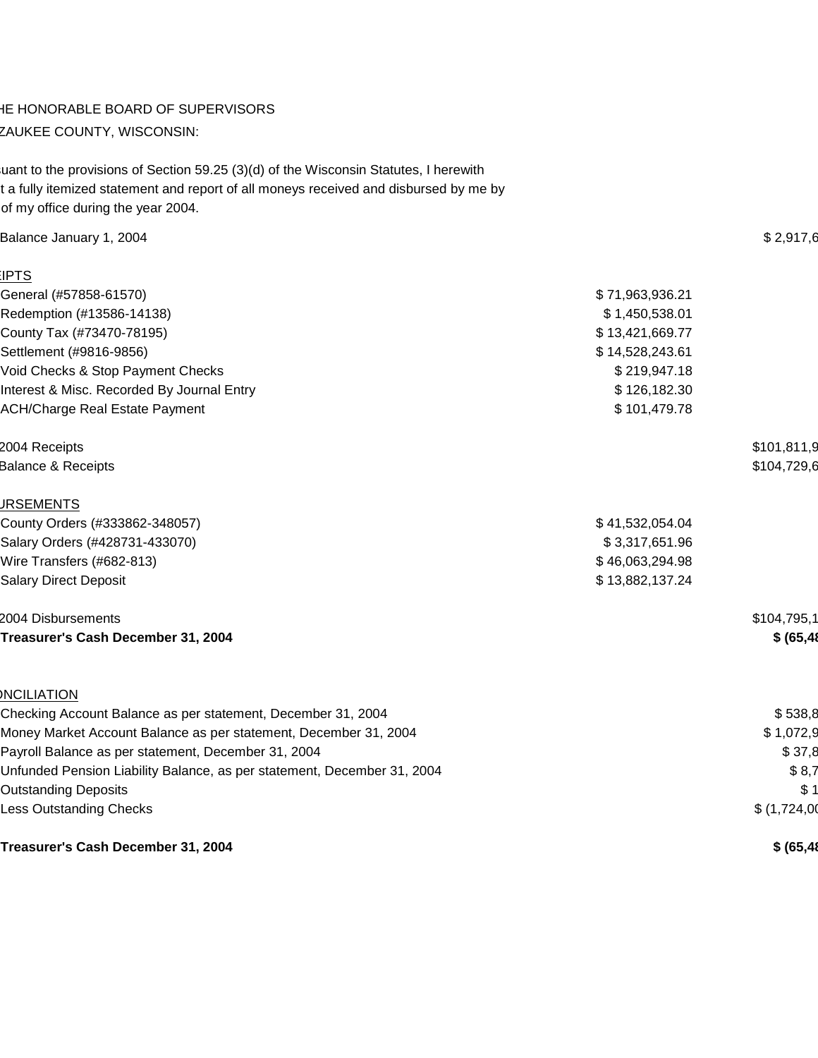HE HONORABLE BOARD OF SUPERVISORS

ZAUKEE COUNTY, WISCONSIN:

uant to the provisions of Section 59.25 (3)(d) of the Wisconsin Statutes, I herewith t a fully itemized statement and report of all moneys received and disbursed by me by of my office during the year 2004.

| | | |
|---|---|---|
| Balance January 1, 2004 | | $ 2,917,6 |
| EIPTS | | |
| General (#57858-61570) | $ 71,963,936.21 | |
| Redemption (#13586-14138) | $ 1,450,538.01 | |
| County Tax (#73470-78195) | $ 13,421,669.77 | |
| Settlement (#9816-9856) | $ 14,528,243.61 | |
| Void Checks & Stop Payment Checks | $ 219,947.18 | |
| Interest & Misc. Recorded By Journal Entry | $ 126,182.30 | |
| ACH/Charge Real Estate Payment | $ 101,479.78 | |
| 2004 Receipts | | $101,811,9 |
| Balance & Receipts | | $104,729,6 |
| URSEMENTS | | |
| County Orders (#333862-348057) | $ 41,532,054.04 | |
| Salary Orders (#428731-433070) | $ 3,317,651.96 | |
| Wire Transfers (#682-813) | $ 46,063,294.98 | |
| Salary Direct Deposit | $ 13,882,137.24 | |
| 2004 Disbursements | | $104,795,1 |
| **Treasurer's Cash December 31, 2004** | | **$ (65,48** |
| NCILIATION | | |
| Checking Account Balance as per statement, December 31, 2004 | | $ 538,8 |
| Money Market Account Balance as per statement, December 31, 2004 | | $ 1,072,9 |
| Payroll Balance as per statement, December 31, 2004 | | $ 37,8 |
| Unfunded Pension Liability Balance, as per statement, December 31, 2004 | | $ 8,7 |
| Outstanding Deposits | | $ 1 |
| Less Outstanding Checks | | $ (1,724,00 |
| **Treasurer's Cash December 31, 2004** | | **$ (65,48** |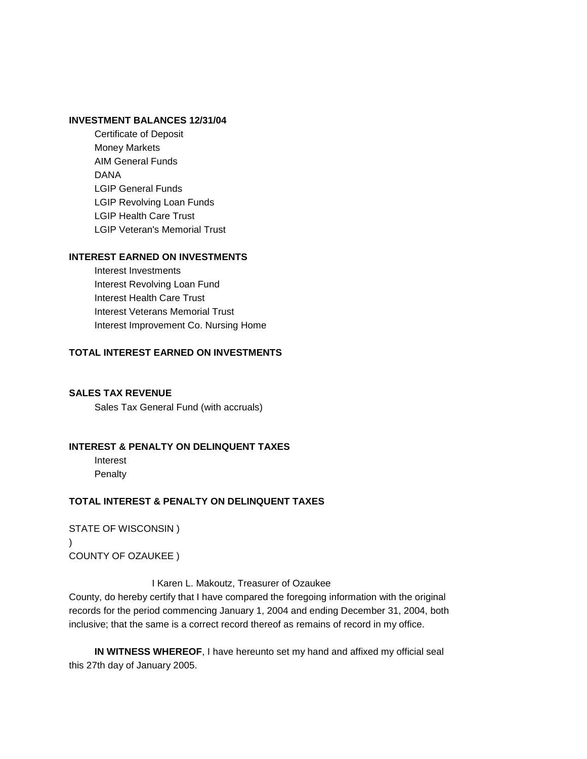**INVESTMENT BALANCES 12/31/04**

Certificate of Deposit
Money Markets
AIM General Funds
DANA
LGIP General Funds
LGIP Revolving Loan Funds
LGIP Health Care Trust
LGIP Veteran's Memorial Trust

**INTEREST EARNED ON INVESTMENTS**

Interest Investments
Interest Revolving Loan Fund
Interest Health Care Trust
Interest Veterans Memorial Trust
Interest Improvement Co. Nursing Home

**TOTAL INTEREST EARNED ON INVESTMENTS**

**SALES TAX REVENUE**

Sales Tax General Fund (with accruals)

**INTEREST & PENALTY ON DELINQUENT TAXES**

Interest
Penalty

**TOTAL INTEREST & PENALTY ON DELINQUENT TAXES**

STATE OF WISCONSIN )
)
COUNTY OF OZAUKEE )

I Karen L. Makoutz, Treasurer of Ozaukee County, do hereby certify that I have compared the foregoing information with the original records for the period commencing January 1, 2004 and ending December 31, 2004, both inclusive; that the same is a correct record thereof as remains of record in my office.

**IN WITNESS WHEREOF**, I have hereunto set my hand and affixed my official seal this 27th day of January 2005.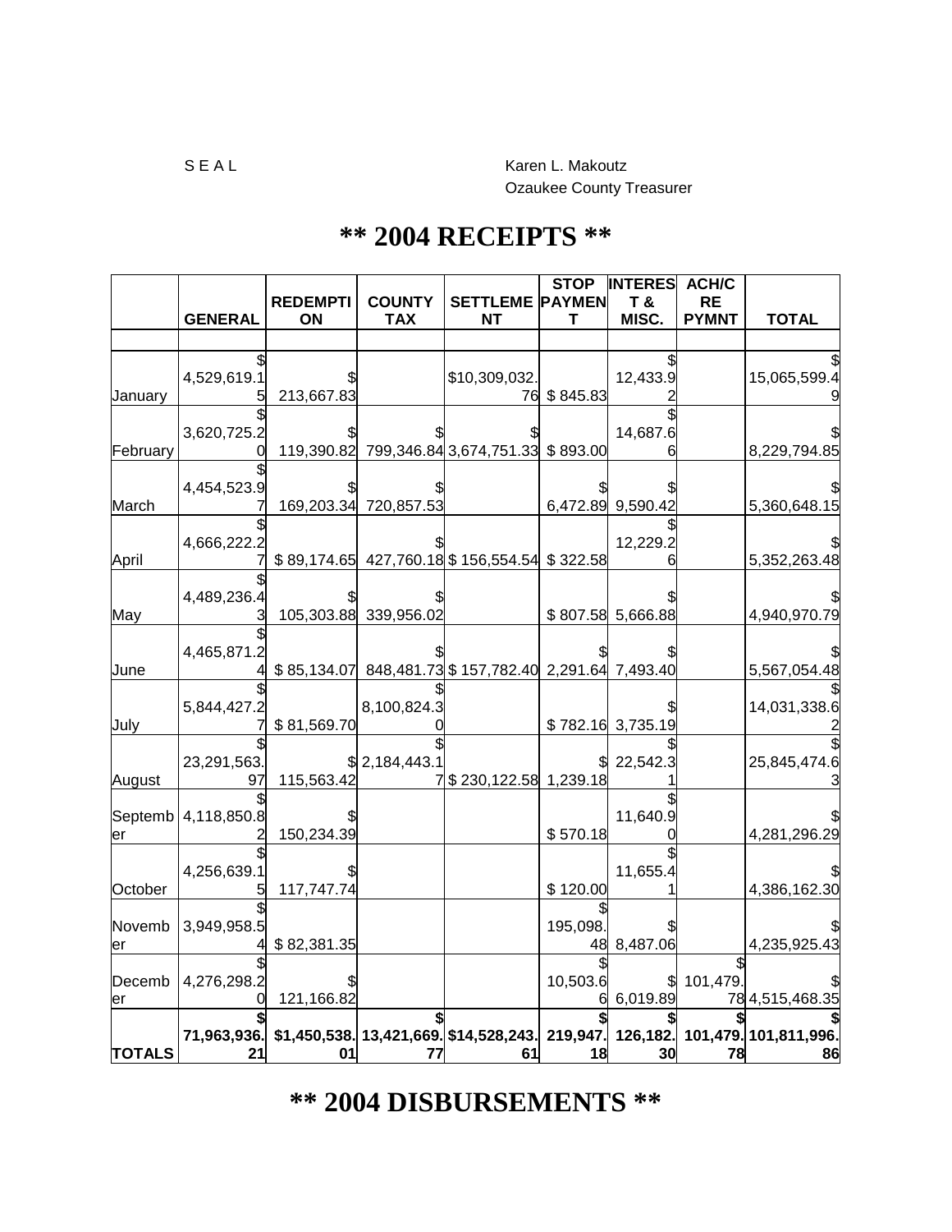S E A L

Karen L. Makoutz
Ozaukee County Treasurer

# ** 2004 RECEIPTS **

| | GENERAL | REDEMPTION | COUNTY TAX | SETTLEMENT | STOP PAYMENT | INTEREST & MISC. | ACH/CRE PYMNT | TOTAL |
|---|---|---|---|---|---|---|---|---|
| | | | | | | | | |
| January | $ 4,529,619.15 | $ 213,667.83 | | $10,309,032.76 | $ 845.83 | $ 12,433.92 | | $ 15,065,599.49 |
| February | $ 3,620,725.20 | $ 119,390.82 | $ 799,346.84 | $ 3,674,751.33 | $ 893.00 | $ 14,687.66 | | $ 8,229,794.85 |
| March | $ 4,454,523.97 | $ 169,203.34 | $ 720,857.53 | | $ 6,472.89 | $ 9,590.42 | | $ 5,360,648.15 |
| April | $ 4,666,222.27 | $ 89,174.65 | $ 427,760.18 | $ 156,554.54 | $ 322.58 | $ 12,229.26 | | $ 5,352,263.48 |
| May | $ 4,489,236.43 | $ 105,303.88 | $ 339,956.02 | | $ 807.58 | $ 5,666.88 | | $ 4,940,970.79 |
| June | $ 4,465,871.24 | $ 85,134.07 | $ 848,481.73 | $ 157,782.40 | $ 2,291.64 | $ 7,493.40 | | $ 5,567,054.48 |
| July | $ 5,844,427.27 | $ 81,569.70 | $ 8,100,824.30 | | $ 782.16 | $ 3,735.19 | | $ 14,031,338.62 |
| August | $ 23,291,563.97 | $ 115,563.42 | $ 2,184,443.17 | $ 230,122.58 | $ 1,239.18 | $ 22,542.31 | | $ 25,845,474.63 |
| September | $ 4,118,850.82 | $ 150,234.39 | | | $ 570.18 | $ 11,640.90 | | $ 4,281,296.29 |
| October | $ 4,256,639.15 | $ 117,747.74 | | | $ 120.00 | $ 11,655.41 | | $ 4,386,162.30 |
| November | $ 3,949,958.54 | $ 82,381.35 | | | $ 195,098.48 | $ 8,487.06 | | $ 4,235,925.43 |
| December | $ 4,276,298.20 | $ 121,166.82 | | | $ 10,503.66 | $ 6,019.89 | $ 101,479.78 | $ 4,515,468.35 |
| **TOTALS** | **$ 71,963,936.21** | **$1,450,538.01** | **$ 13,421,669.77** | **$14,528,243.61** | **$ 219,947.18** | **$ 126,182.30** | **$ 101,479.78** | **$ 101,811,996.86** |

# ** 2004 DISBURSEMENTS **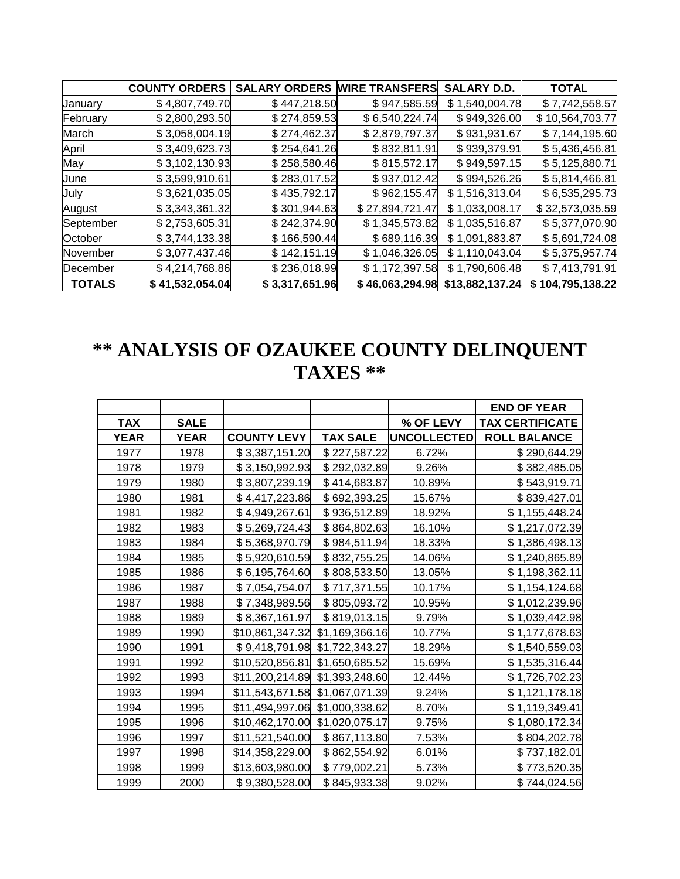| | COUNTY ORDERS | SALARY ORDERS | WIRE TRANSFERS | SALARY D.D. | TOTAL |
|---|---|---|---|---|---|
| January | $ 4,807,749.70 | $ 447,218.50 | $ 947,585.59 | $ 1,540,004.78 | $ 7,742,558.57 |
| February | $ 2,800,293.50 | $ 274,859.53 | $ 6,540,224.74 | $ 949,326.00 | $ 10,564,703.77 |
| March | $ 3,058,004.19 | $ 274,462.37 | $ 2,879,797.37 | $ 931,931.67 | $ 7,144,195.60 |
| April | $ 3,409,623.73 | $ 254,641.26 | $ 832,811.91 | $ 939,379.91 | $ 5,436,456.81 |
| May | $ 3,102,130.93 | $ 258,580.46 | $ 815,572.17 | $ 949,597.15 | $ 5,125,880.71 |
| June | $ 3,599,910.61 | $ 283,017.52 | $ 937,012.42 | $ 994,526.26 | $ 5,814,466.81 |
| July | $ 3,621,035.05 | $ 435,792.17 | $ 962,155.47 | $ 1,516,313.04 | $ 6,535,295.73 |
| August | $ 3,343,361.32 | $ 301,944.63 | $ 27,894,721.47 | $ 1,033,008.17 | $ 32,573,035.59 |
| September | $ 2,753,605.31 | $ 242,374.90 | $ 1,345,573.82 | $ 1,035,516.87 | $ 5,377,070.90 |
| October | $ 3,744,133.38 | $ 166,590.44 | $ 689,116.39 | $ 1,091,883.87 | $ 5,691,724.08 |
| November | $ 3,077,437.46 | $ 142,151.19 | $ 1,046,326.05 | $ 1,110,043.04 | $ 5,375,957.74 |
| December | $ 4,214,768.86 | $ 236,018.99 | $ 1,172,397.58 | $ 1,790,606.48 | $ 7,413,791.91 |
| **TOTALS** | **$ 41,532,054.04** | **$ 3,317,651.96** | **$ 46,063,294.98** | **$13,882,137.24** | **$ 104,795,138.22** |

# ** ANALYSIS OF OZAUKEE COUNTY DELINQUENT TAXES **

| | | | | | END OF YEAR |
|---|---|---|---|---|---|
| TAX | SALE | | | % OF LEVY | TAX CERTIFICATE |
| YEAR | YEAR | COUNTY LEVY | TAX SALE | UNCOLLECTED | ROLL BALANCE |
| 1977 | 1978 | $ 3,387,151.20 | $ 227,587.22 | 6.72% | $ 290,644.29 |
| 1978 | 1979 | $ 3,150,992.93 | $ 292,032.89 | 9.26% | $ 382,485.05 |
| 1979 | 1980 | $ 3,807,239.19 | $ 414,683.87 | 10.89% | $ 543,919.71 |
| 1980 | 1981 | $ 4,417,223.86 | $ 692,393.25 | 15.67% | $ 839,427.01 |
| 1981 | 1982 | $ 4,949,267.61 | $ 936,512.89 | 18.92% | $ 1,155,448.24 |
| 1982 | 1983 | $ 5,269,724.43 | $ 864,802.63 | 16.10% | $ 1,217,072.39 |
| 1983 | 1984 | $ 5,368,970.79 | $ 984,511.94 | 18.33% | $ 1,386,498.13 |
| 1984 | 1985 | $ 5,920,610.59 | $ 832,755.25 | 14.06% | $ 1,240,865.89 |
| 1985 | 1986 | $ 6,195,764.60 | $ 808,533.50 | 13.05% | $ 1,198,362.11 |
| 1986 | 1987 | $ 7,054,754.07 | $ 717,371.55 | 10.17% | $ 1,154,124.68 |
| 1987 | 1988 | $ 7,348,989.56 | $ 805,093.72 | 10.95% | $ 1,012,239.96 |
| 1988 | 1989 | $ 8,367,161.97 | $ 819,013.15 | 9.79% | $ 1,039,442.98 |
| 1989 | 1990 | $10,861,347.32 | $1,169,366.16 | 10.77% | $ 1,177,678.63 |
| 1990 | 1991 | $ 9,418,791.98 | $1,722,343.27 | 18.29% | $ 1,540,559.03 |
| 1991 | 1992 | $10,520,856.81 | $1,650,685.52 | 15.69% | $ 1,535,316.44 |
| 1992 | 1993 | $11,200,214.89 | $1,393,248.60 | 12.44% | $ 1,726,702.23 |
| 1993 | 1994 | $11,543,671.58 | $1,067,071.39 | 9.24% | $ 1,121,178.18 |
| 1994 | 1995 | $11,494,997.06 | $1,000,338.62 | 8.70% | $ 1,119,349.41 |
| 1995 | 1996 | $10,462,170.00 | $1,020,075.17 | 9.75% | $ 1,080,172.34 |
| 1996 | 1997 | $11,521,540.00 | $ 867,113.80 | 7.53% | $ 804,202.78 |
| 1997 | 1998 | $14,358,229.00 | $ 862,554.92 | 6.01% | $ 737,182.01 |
| 1998 | 1999 | $13,603,980.00 | $ 779,002.21 | 5.73% | $ 773,520.35 |
| 1999 | 2000 | $ 9,380,528.00 | $ 845,933.38 | 9.02% | $ 744,024.56 |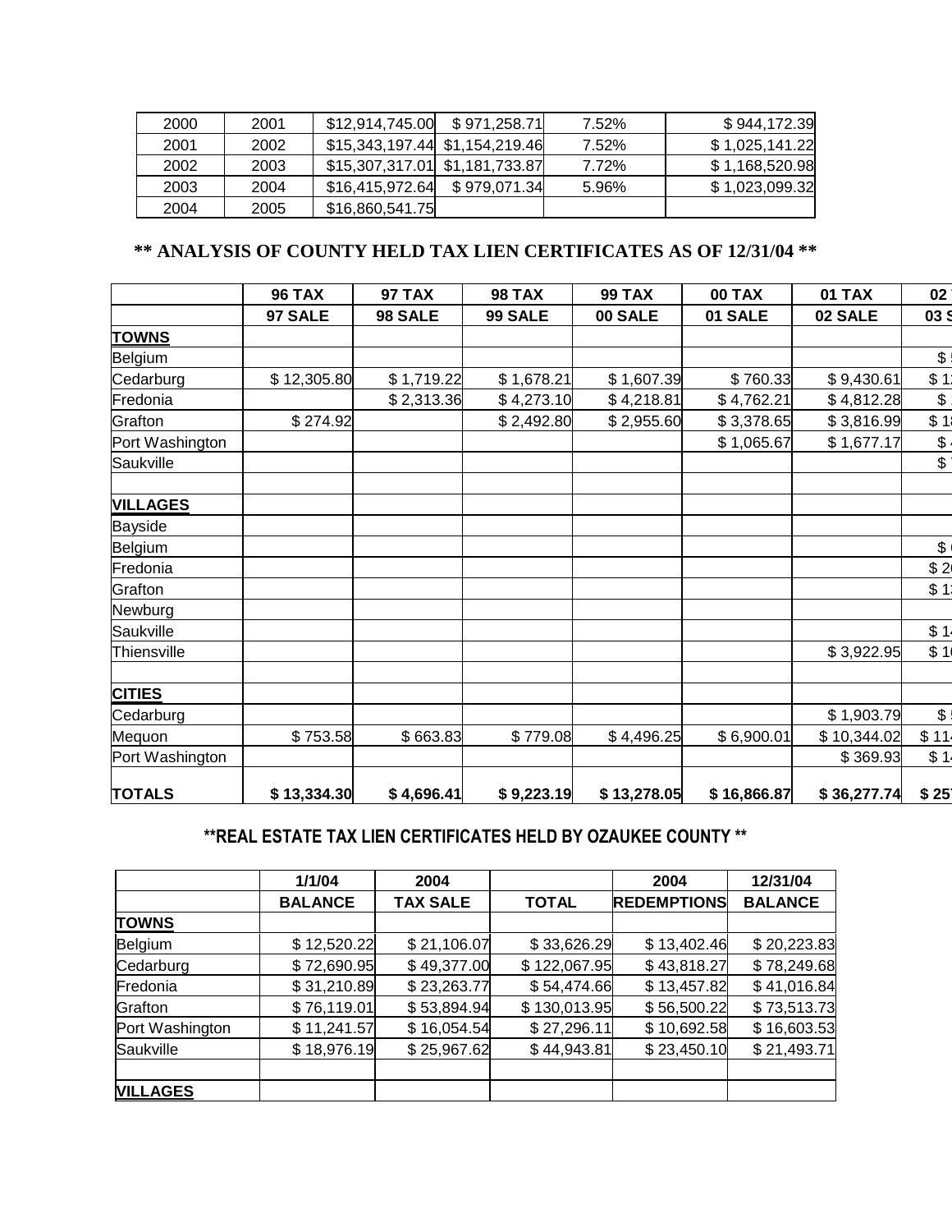| | | | | | |
|---|---|---|---|---|---|
| 2000 | 2001 | $12,914,745.00 | $ 971,258.71 | 7.52% | $ 944,172.39 |
| 2001 | 2002 | $15,343,197.44 | $1,154,219.46 | 7.52% | $ 1,025,141.22 |
| 2002 | 2003 | $15,307,317.01 | $1,181,733.87 | 7.72% | $ 1,168,520.98 |
| 2003 | 2004 | $16,415,972.64 | $ 979,071.34 | 5.96% | $ 1,023,099.32 |
| 2004 | 2005 | $16,860,541.75 | | | |

## ** ANALYSIS OF COUNTY HELD TAX LIEN CERTIFICATES AS OF 12/31/04 **

| | 96 TAX | 97 TAX | 98 TAX | 99 TAX | 00 TAX | 01 TAX | 02 |
|---|---|---|---|---|---|---|---|
| | 97 SALE | 98 SALE | 99 SALE | 00 SALE | 01 SALE | 02 SALE | 03 S |
| **TOWNS** | | | | | | | |
| Belgium | | | | | | | $ |
| Cedarburg | $ 12,305.80 | $ 1,719.22 | $ 1,678.21 | $ 1,607.39 | $ 760.33 | $ 9,430.61 | $ 1 |
| Fredonia | | $ 2,313.36 | $ 4,273.10 | $ 4,218.81 | $ 4,762.21 | $ 4,812.28 | $ |
| Grafton | $ 274.92 | | $ 2,492.80 | $ 2,955.60 | $ 3,378.65 | $ 3,816.99 | $ 1 |
| Port Washington | | | | | $ 1,065.67 | $ 1,677.17 | $ |
| Saukville | | | | | | | $ |
| | | | | | | | |
| **VILLAGES** | | | | | | | |
| Bayside | | | | | | | |
| Belgium | | | | | | | $ |
| Fredonia | | | | | | | $ 2 |
| Grafton | | | | | | | $ 1 |
| Newburg | | | | | | | |
| Saukville | | | | | | | $ 1 |
| Thiensville | | | | | | $ 3,922.95 | $ 1 |
| | | | | | | | |
| **CITIES** | | | | | | | |
| Cedarburg | | | | | | $ 1,903.79 | $ |
| Mequon | $ 753.58 | $ 663.83 | $ 779.08 | $ 4,496.25 | $ 6,900.01 | $ 10,344.02 | $ 11 |
| Port Washington | | | | | | $ 369.93 | $ 1 |
| **TOTALS** | **$ 13,334.30** | **$ 4,696.41** | **$ 9,223.19** | **$ 13,278.05** | **$ 16,866.87** | **$ 36,277.74** | **$ 25** |

## **REAL ESTATE TAX LIEN CERTIFICATES HELD BY OZAUKEE COUNTY **

| | 1/1/04 | 2004 | | 2004 | 12/31/04 |
|---|---|---|---|---|---|
| | BALANCE | TAX SALE | TOTAL | REDEMPTIONS | BALANCE |
| **TOWNS** | | | | | |
| Belgium | $ 12,520.22 | $ 21,106.07 | $ 33,626.29 | $ 13,402.46 | $ 20,223.83 |
| Cedarburg | $ 72,690.95 | $ 49,377.00 | $ 122,067.95 | $ 43,818.27 | $ 78,249.68 |
| Fredonia | $ 31,210.89 | $ 23,263.77 | $ 54,474.66 | $ 13,457.82 | $ 41,016.84 |
| Grafton | $ 76,119.01 | $ 53,894.94 | $ 130,013.95 | $ 56,500.22 | $ 73,513.73 |
| Port Washington | $ 11,241.57 | $ 16,054.54 | $ 27,296.11 | $ 10,692.58 | $ 16,603.53 |
| Saukville | $ 18,976.19 | $ 25,967.62 | $ 44,943.81 | $ 23,450.10 | $ 21,493.71 |
| | | | | | |
| **VILLAGES** | | | | | |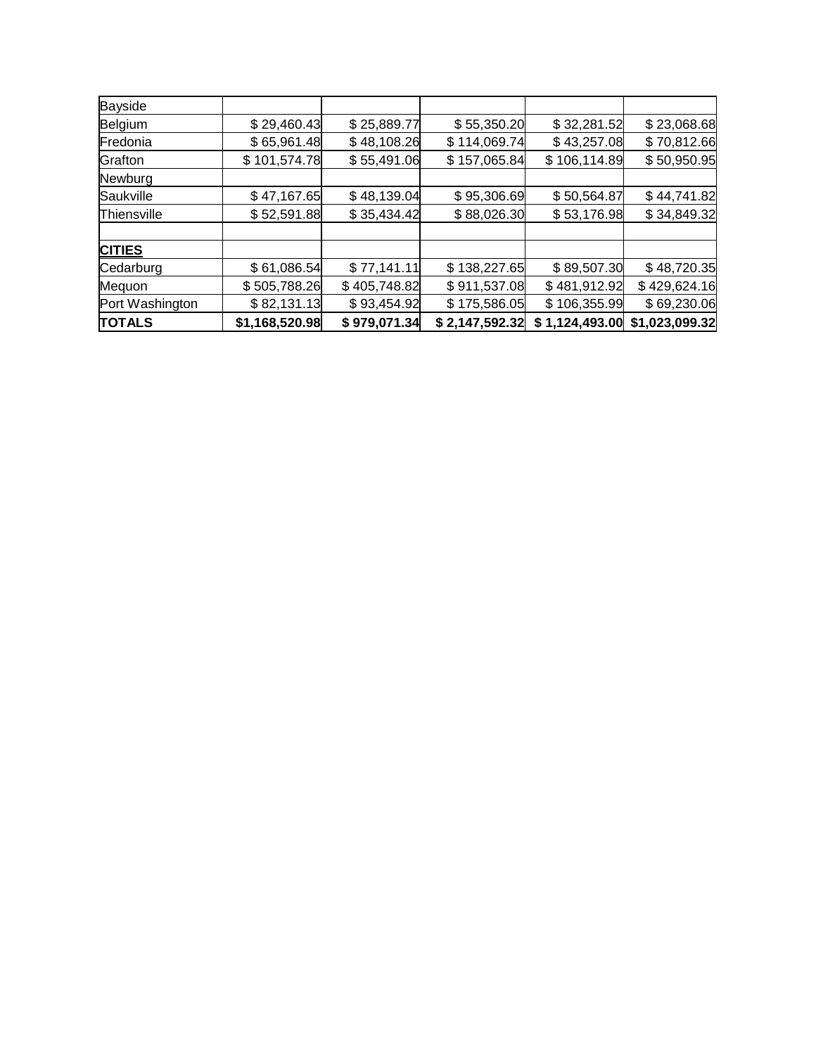| | | | | | |
|---|---|---|---|---|---|
| Bayside | | | | | |
| Belgium | $ 29,460.43 | $ 25,889.77 | $ 55,350.20 | $ 32,281.52 | $ 23,068.68 |
| Fredonia | $ 65,961.48 | $ 48,108.26 | $ 114,069.74 | $ 43,257.08 | $ 70,812.66 |
| Grafton | $ 101,574.78 | $ 55,491.06 | $ 157,065.84 | $ 106,114.89 | $ 50,950.95 |
| Newburg | | | | | |
| Saukville | $ 47,167.65 | $ 48,139.04 | $ 95,306.69 | $ 50,564.87 | $ 44,741.82 |
| Thiensville | $ 52,591.88 | $ 35,434.42 | $ 88,026.30 | $ 53,176.98 | $ 34,849.32 |
| | | | | | |
| **CITIES** | | | | | |
| Cedarburg | $ 61,086.54 | $ 77,141.11 | $ 138,227.65 | $ 89,507.30 | $ 48,720.35 |
| Mequon | $ 505,788.26 | $ 405,748.82 | $ 911,537.08 | $ 481,912.92 | $ 429,624.16 |
| Port Washington | $ 82,131.13 | $ 93,454.92 | $ 175,586.05 | $ 106,355.99 | $ 69,230.06 |
| **TOTALS** | **$1,168,520.98** | **$ 979,071.34** | **$ 2,147,592.32** | **$ 1,124,493.00** | **$1,023,099.32** |